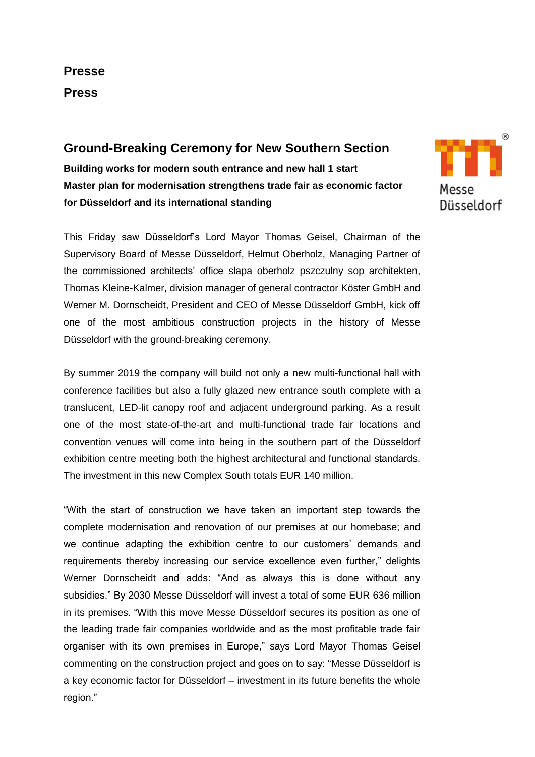**Presse**

**Press**

# Ground-Breaking Ceremony for New Southern Section

**Building works for modern south entrance and new hall 1 start**
**Master plan for modernisation strengthens trade fair as economic factor for Düsseldorf and its international standing**

Messe Düsseldorf

This Friday saw Düsseldorf's Lord Mayor Thomas Geisel, Chairman of the Supervisory Board of Messe Düsseldorf, Helmut Oberholz, Managing Partner of the commissioned architects' office slapa oberholz pszczulny sop architekten, Thomas Kleine-Kalmer, division manager of general contractor Köster GmbH and Werner M. Dornscheidt, President and CEO of Messe Düsseldorf GmbH, kick off one of the most ambitious construction projects in the history of Messe Düsseldorf with the ground-breaking ceremony.

By summer 2019 the company will build not only a new multi-functional hall with conference facilities but also a fully glazed new entrance south complete with a translucent, LED-lit canopy roof and adjacent underground parking. As a result one of the most state-of-the-art and multi-functional trade fair locations and convention venues will come into being in the southern part of the Düsseldorf exhibition centre meeting both the highest architectural and functional standards. The investment in this new Complex South totals EUR 140 million.

"With the start of construction we have taken an important step towards the complete modernisation and renovation of our premises at our homebase; and we continue adapting the exhibition centre to our customers' demands and requirements thereby increasing our service excellence even further," delights Werner Dornscheidt and adds: "And as always this is done without any subsidies." By 2030 Messe Düsseldorf will invest a total of some EUR 636 million in its premises. "With this move Messe Düsseldorf secures its position as one of the leading trade fair companies worldwide and as the most profitable trade fair organiser with its own premises in Europe," says Lord Mayor Thomas Geisel commenting on the construction project and goes on to say: "Messe Düsseldorf is a key economic factor for Düsseldorf – investment in its future benefits the whole region."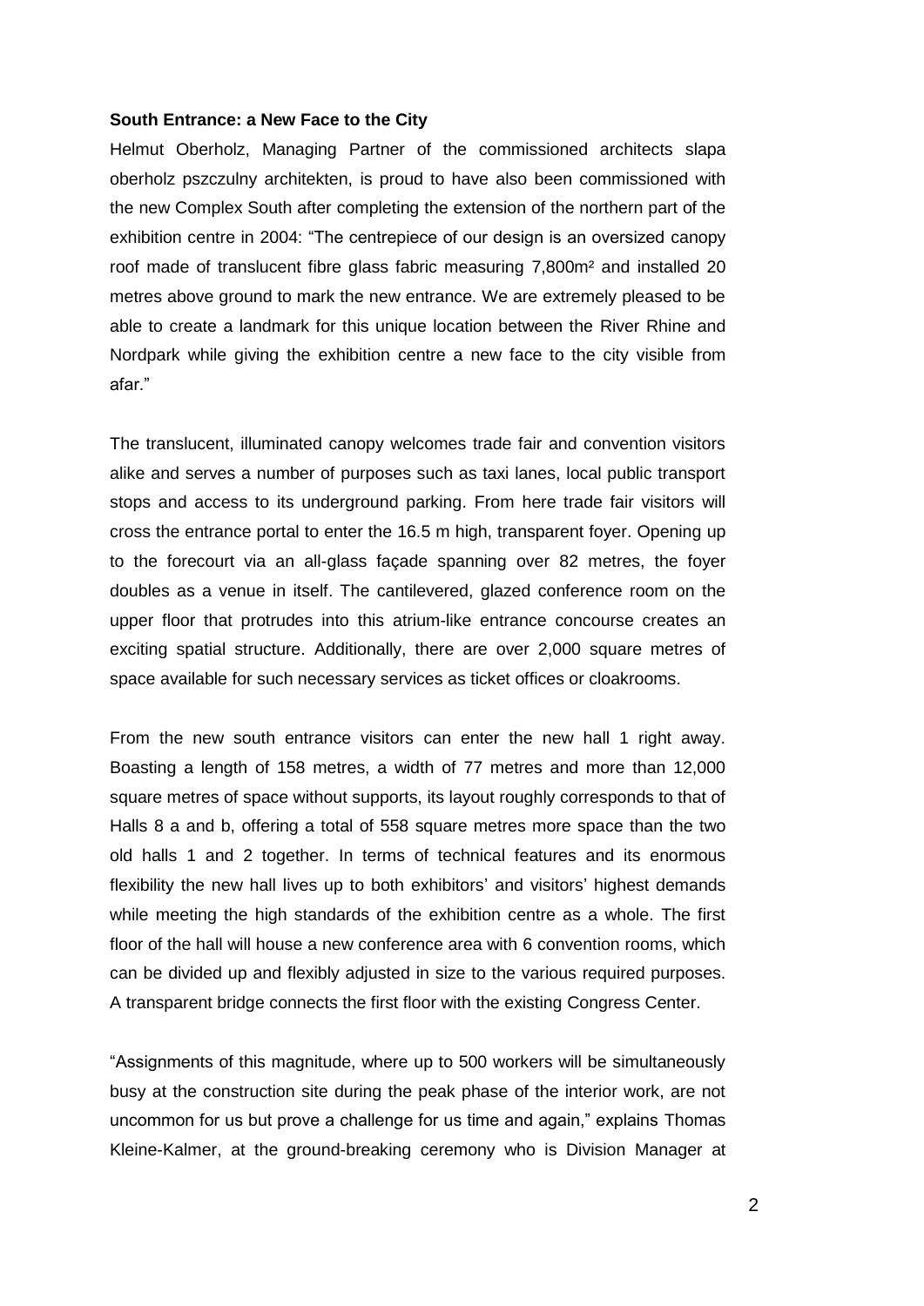**South Entrance: a New Face to the City**

Helmut Oberholz, Managing Partner of the commissioned architects slapa oberholz pszczulny architekten, is proud to have also been commissioned with the new Complex South after completing the extension of the northern part of the exhibition centre in 2004: "The centrepiece of our design is an oversized canopy roof made of translucent fibre glass fabric measuring 7,800m² and installed 20 metres above ground to mark the new entrance. We are extremely pleased to be able to create a landmark for this unique location between the River Rhine and Nordpark while giving the exhibition centre a new face to the city visible from afar."

The translucent, illuminated canopy welcomes trade fair and convention visitors alike and serves a number of purposes such as taxi lanes, local public transport stops and access to its underground parking. From here trade fair visitors will cross the entrance portal to enter the 16.5 m high, transparent foyer. Opening up to the forecourt via an all-glass façade spanning over 82 metres, the foyer doubles as a venue in itself. The cantilevered, glazed conference room on the upper floor that protrudes into this atrium-like entrance concourse creates an exciting spatial structure. Additionally, there are over 2,000 square metres of space available for such necessary services as ticket offices or cloakrooms.

From the new south entrance visitors can enter the new hall 1 right away. Boasting a length of 158 metres, a width of 77 metres and more than 12,000 square metres of space without supports, its layout roughly corresponds to that of Halls 8 a and b, offering a total of 558 square metres more space than the two old halls 1 and 2 together. In terms of technical features and its enormous flexibility the new hall lives up to both exhibitors' and visitors' highest demands while meeting the high standards of the exhibition centre as a whole. The first floor of the hall will house a new conference area with 6 convention rooms, which can be divided up and flexibly adjusted in size to the various required purposes. A transparent bridge connects the first floor with the existing Congress Center.

"Assignments of this magnitude, where up to 500 workers will be simultaneously busy at the construction site during the peak phase of the interior work, are not uncommon for us but prove a challenge for us time and again," explains Thomas Kleine-Kalmer, at the ground-breaking ceremony who is Division Manager at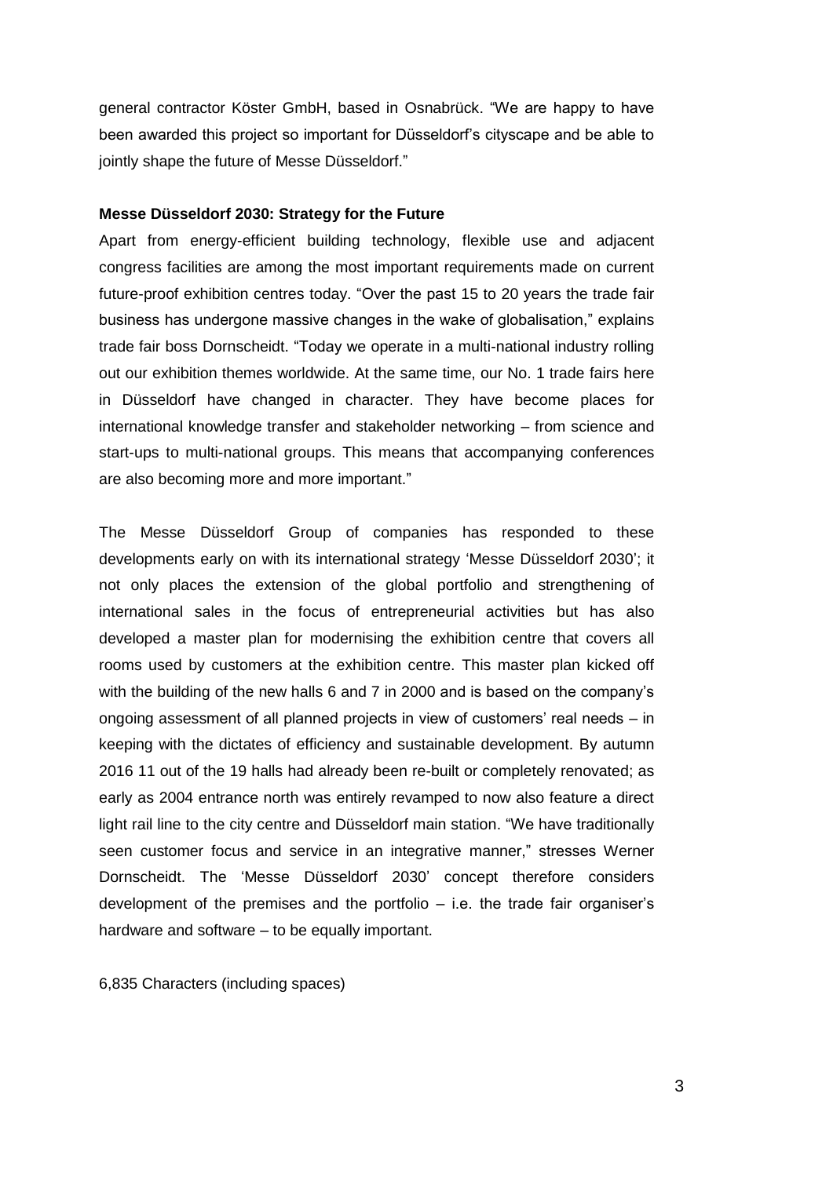general contractor Köster GmbH, based in Osnabrück. “We are happy to have been awarded this project so important for Düsseldorf’s cityscape and be able to jointly shape the future of Messe Düsseldorf.”

**Messe Düsseldorf 2030: Strategy for the Future**

Apart from energy-efficient building technology, flexible use and adjacent congress facilities are among the most important requirements made on current future-proof exhibition centres today. “Over the past 15 to 20 years the trade fair business has undergone massive changes in the wake of globalisation,” explains trade fair boss Dornscheidt. “Today we operate in a multi-national industry rolling out our exhibition themes worldwide. At the same time, our No. 1 trade fairs here in Düsseldorf have changed in character. They have become places for international knowledge transfer and stakeholder networking – from science and start-ups to multi-national groups. This means that accompanying conferences are also becoming more and more important.”

The Messe Düsseldorf Group of companies has responded to these developments early on with its international strategy ‘Messe Düsseldorf 2030’; it not only places the extension of the global portfolio and strengthening of international sales in the focus of entrepreneurial activities but has also developed a master plan for modernising the exhibition centre that covers all rooms used by customers at the exhibition centre. This master plan kicked off with the building of the new halls 6 and 7 in 2000 and is based on the company’s ongoing assessment of all planned projects in view of customers’ real needs – in keeping with the dictates of efficiency and sustainable development. By autumn 2016 11 out of the 19 halls had already been re-built or completely renovated; as early as 2004 entrance north was entirely revamped to now also feature a direct light rail line to the city centre and Düsseldorf main station. “We have traditionally seen customer focus and service in an integrative manner,” stresses Werner Dornscheidt. The ‘Messe Düsseldorf 2030’ concept therefore considers development of the premises and the portfolio – i.e. the trade fair organiser’s hardware and software – to be equally important.

6,835 Characters (including spaces)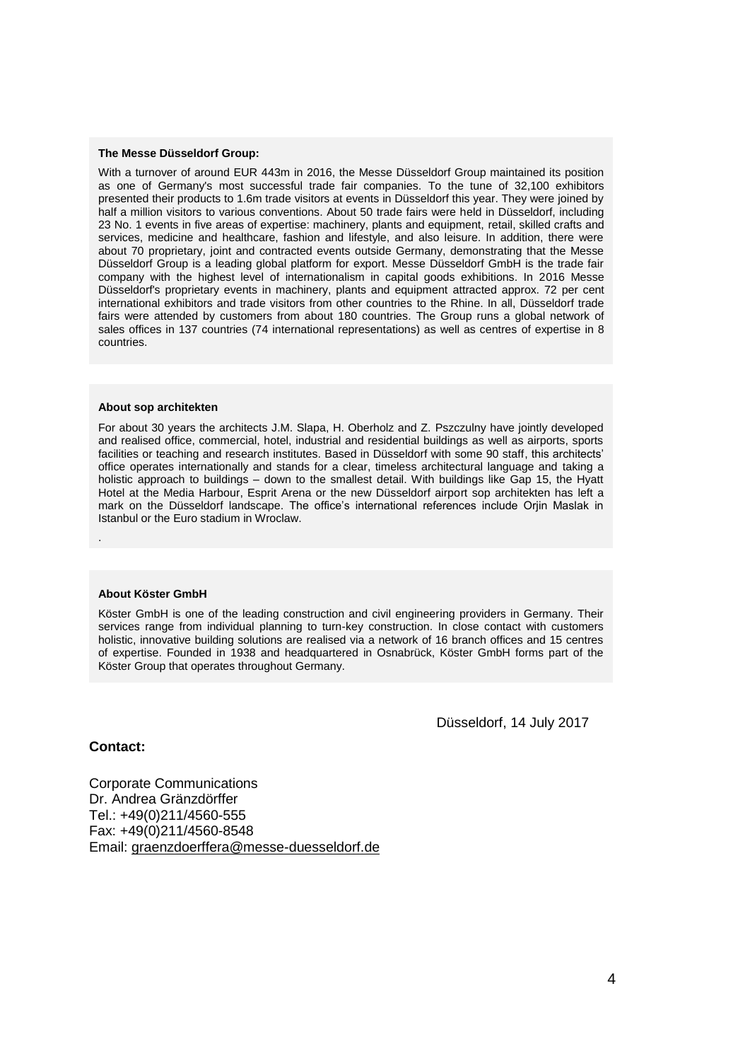**The Messe Düsseldorf Group:**

With a turnover of around EUR 443m in 2016, the Messe Düsseldorf Group maintained its position as one of Germany's most successful trade fair companies. To the tune of 32,100 exhibitors presented their products to 1.6m trade visitors at events in Düsseldorf this year. They were joined by half a million visitors to various conventions. About 50 trade fairs were held in Düsseldorf, including 23 No. 1 events in five areas of expertise: machinery, plants and equipment, retail, skilled crafts and services, medicine and healthcare, fashion and lifestyle, and also leisure. In addition, there were about 70 proprietary, joint and contracted events outside Germany, demonstrating that the Messe Düsseldorf Group is a leading global platform for export. Messe Düsseldorf GmbH is the trade fair company with the highest level of internationalism in capital goods exhibitions. In 2016 Messe Düsseldorf's proprietary events in machinery, plants and equipment attracted approx. 72 per cent international exhibitors and trade visitors from other countries to the Rhine. In all, Düsseldorf trade fairs were attended by customers from about 180 countries. The Group runs a global network of sales offices in 137 countries (74 international representations) as well as centres of expertise in 8 countries.

**About sop architekten**

For about 30 years the architects J.M. Slapa, H. Oberholz and Z. Pszczulny have jointly developed and realised office, commercial, hotel, industrial and residential buildings as well as airports, sports facilities or teaching and research institutes. Based in Düsseldorf with some 90 staff, this architects' office operates internationally and stands for a clear, timeless architectural language and taking a holistic approach to buildings – down to the smallest detail. With buildings like Gap 15, the Hyatt Hotel at the Media Harbour, Esprit Arena or the new Düsseldorf airport sop architekten has left a mark on the Düsseldorf landscape. The office's international references include Orjin Maslak in Istanbul or the Euro stadium in Wroclaw.

.

**About Köster GmbH**

Köster GmbH is one of the leading construction and civil engineering providers in Germany. Their services range from individual planning to turn-key construction. In close contact with customers holistic, innovative building solutions are realised via a network of 16 branch offices and 15 centres of expertise. Founded in 1938 and headquartered in Osnabrück, Köster GmbH forms part of the Köster Group that operates throughout Germany.

Düsseldorf, 14 July 2017

**Contact:**

Corporate Communications
Dr. Andrea Gränzdörffer
Tel.: +49(0)211/4560-555
Fax: +49(0)211/4560-8548
Email: graenzdoerffera@messe-duesseldorf.de